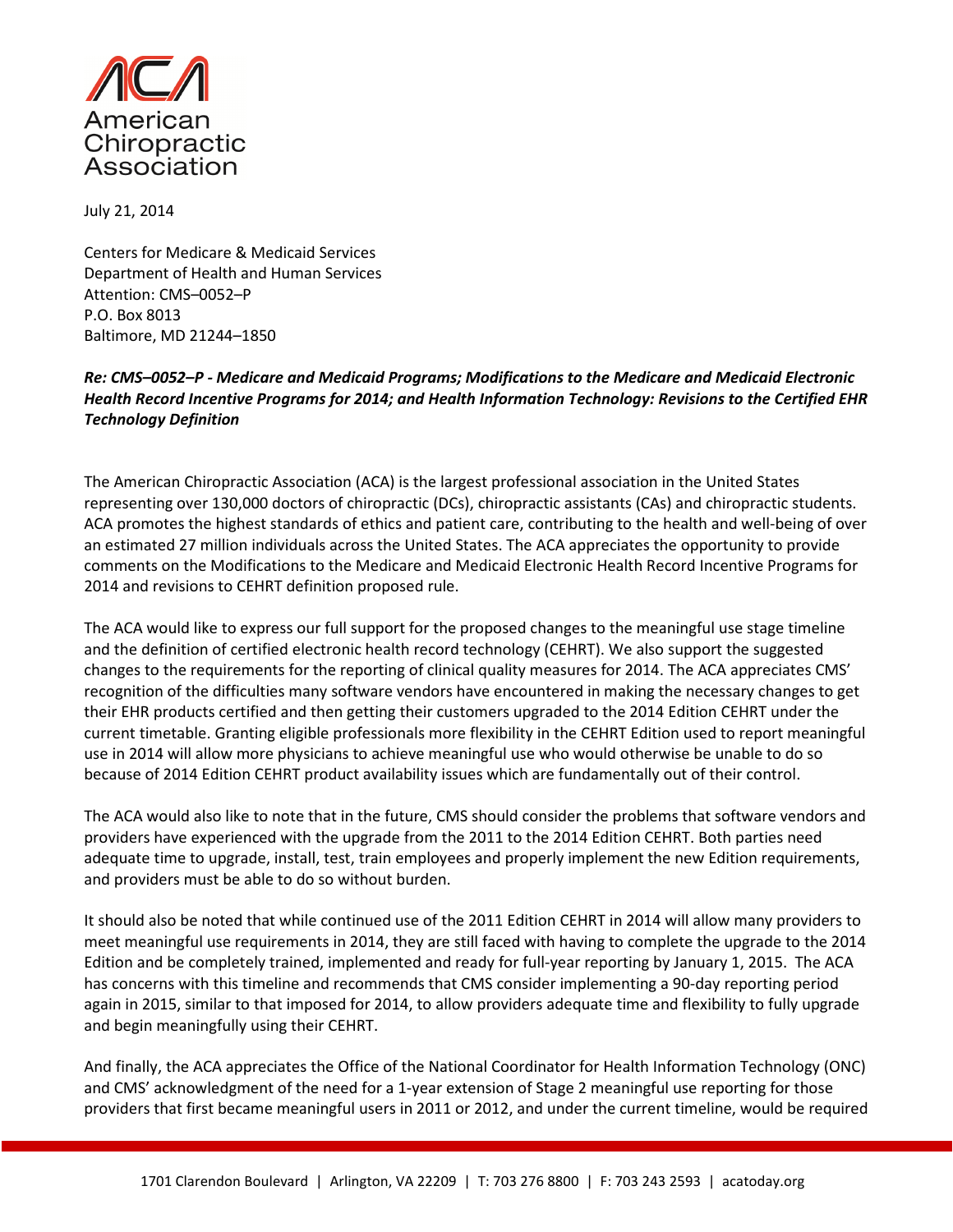**American Chiropractic Association**

July 21, 2014

Centers for Medicare & Medicaid Services
Department of Health and Human Services
Attention: CMS–0052–P
P.O. Box 8013
Baltimore, MD 21244–1850

***Re: CMS–0052–P - Medicare and Medicaid Programs; Modifications to the Medicare and Medicaid Electronic Health Record Incentive Programs for 2014; and Health Information Technology: Revisions to the Certified EHR Technology Definition***

The American Chiropractic Association (ACA) is the largest professional association in the United States representing over 130,000 doctors of chiropractic (DCs), chiropractic assistants (CAs) and chiropractic students. ACA promotes the highest standards of ethics and patient care, contributing to the health and well-being of over an estimated 27 million individuals across the United States. The ACA appreciates the opportunity to provide comments on the Modifications to the Medicare and Medicaid Electronic Health Record Incentive Programs for 2014 and revisions to CEHRT definition proposed rule.

The ACA would like to express our full support for the proposed changes to the meaningful use stage timeline and the definition of certified electronic health record technology (CEHRT). We also support the suggested changes to the requirements for the reporting of clinical quality measures for 2014. The ACA appreciates CMS' recognition of the difficulties many software vendors have encountered in making the necessary changes to get their EHR products certified and then getting their customers upgraded to the 2014 Edition CEHRT under the current timetable. Granting eligible professionals more flexibility in the CEHRT Edition used to report meaningful use in 2014 will allow more physicians to achieve meaningful use who would otherwise be unable to do so because of 2014 Edition CEHRT product availability issues which are fundamentally out of their control.

The ACA would also like to note that in the future, CMS should consider the problems that software vendors and providers have experienced with the upgrade from the 2011 to the 2014 Edition CEHRT. Both parties need adequate time to upgrade, install, test, train employees and properly implement the new Edition requirements, and providers must be able to do so without burden.

It should also be noted that while continued use of the 2011 Edition CEHRT in 2014 will allow many providers to meet meaningful use requirements in 2014, they are still faced with having to complete the upgrade to the 2014 Edition and be completely trained, implemented and ready for full-year reporting by January 1, 2015. The ACA has concerns with this timeline and recommends that CMS consider implementing a 90-day reporting period again in 2015, similar to that imposed for 2014, to allow providers adequate time and flexibility to fully upgrade and begin meaningfully using their CEHRT.

And finally, the ACA appreciates the Office of the National Coordinator for Health Information Technology (ONC) and CMS' acknowledgment of the need for a 1-year extension of Stage 2 meaningful use reporting for those providers that first became meaningful users in 2011 or 2012, and under the current timeline, would be required

1701 Clarendon Boulevard | Arlington, VA 22209 | T: 703 276 8800 | F: 703 243 2593 | acatoday.org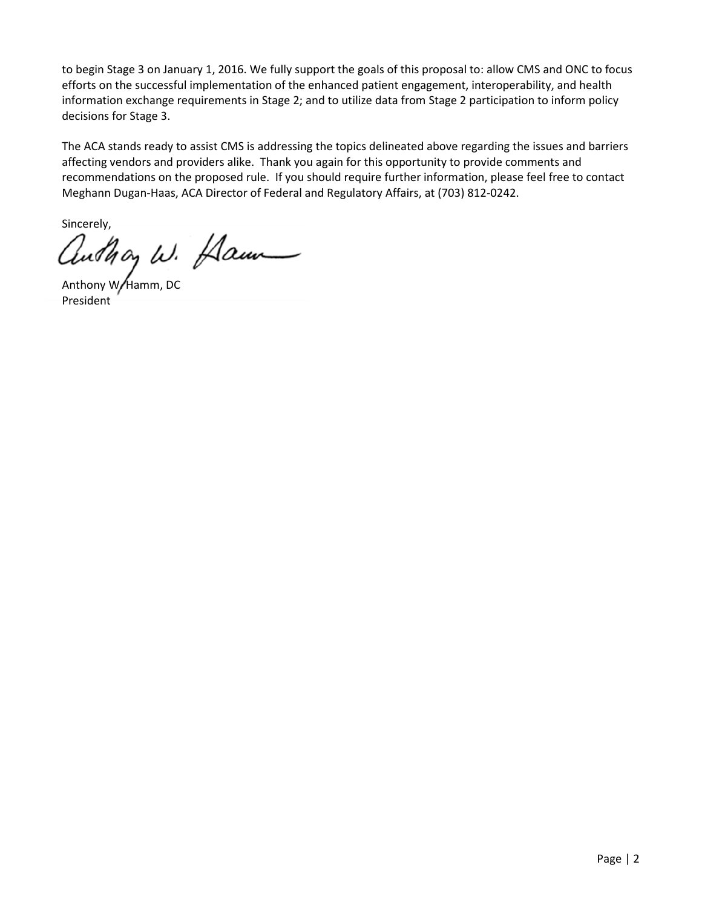to begin Stage 3 on January 1, 2016. We fully support the goals of this proposal to: allow CMS and ONC to focus efforts on the successful implementation of the enhanced patient engagement, interoperability, and health information exchange requirements in Stage 2; and to utilize data from Stage 2 participation to inform policy decisions for Stage 3.

The ACA stands ready to assist CMS is addressing the topics delineated above regarding the issues and barriers affecting vendors and providers alike. Thank you again for this opportunity to provide comments and recommendations on the proposed rule. If you should require further information, please feel free to contact Meghann Dugan-Haas, ACA Director of Federal and Regulatory Affairs, at (703) 812-0242.

Sincerely,

Anthony W. Hamm, DC
President